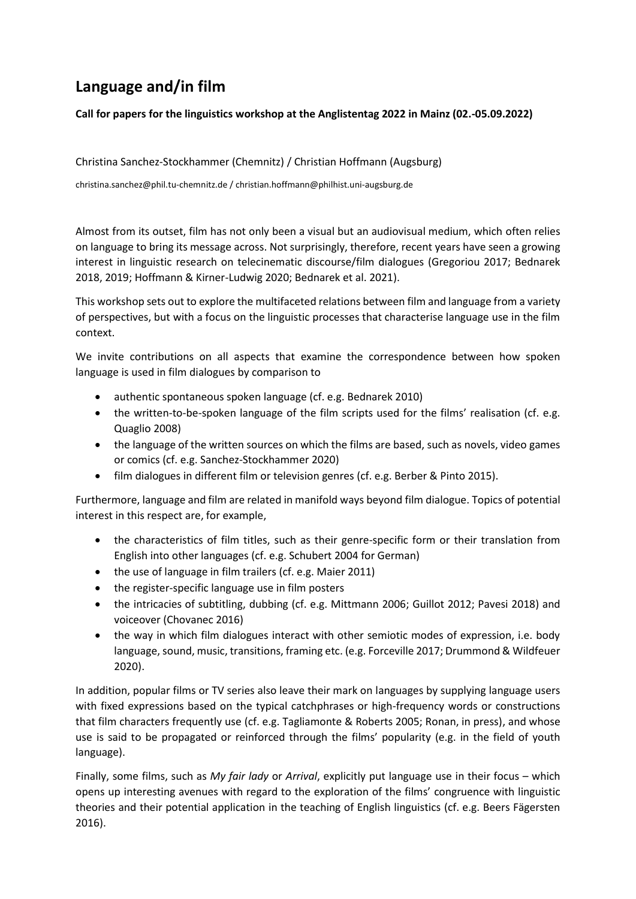# Language and/in film

**Call for papers for the linguistics workshop at the Anglistentag 2022 in Mainz (02.-05.09.2022)**

Christina Sanchez-Stockhammer (Chemnitz) / Christian Hoffmann (Augsburg)

christina.sanchez@phil.tu-chemnitz.de / christian.hoffmann@philhist.uni-augsburg.de

Almost from its outset, film has not only been a visual but an audiovisual medium, which often relies on language to bring its message across. Not surprisingly, therefore, recent years have seen a growing interest in linguistic research on telecinematic discourse/film dialogues (Gregoriou 2017; Bednarek 2018, 2019; Hoffmann & Kirner-Ludwig 2020; Bednarek et al. 2021).

This workshop sets out to explore the multifaceted relations between film and language from a variety of perspectives, but with a focus on the linguistic processes that characterise language use in the film context.

We invite contributions on all aspects that examine the correspondence between how spoken language is used in film dialogues by comparison to

- authentic spontaneous spoken language (cf. e.g. Bednarek 2010)
- the written-to-be-spoken language of the film scripts used for the films' realisation (cf. e.g. Quaglio 2008)
- the language of the written sources on which the films are based, such as novels, video games or comics (cf. e.g. Sanchez-Stockhammer 2020)
- film dialogues in different film or television genres (cf. e.g. Berber & Pinto 2015).

Furthermore, language and film are related in manifold ways beyond film dialogue. Topics of potential interest in this respect are, for example,

- the characteristics of film titles, such as their genre-specific form or their translation from English into other languages (cf. e.g. Schubert 2004 for German)
- the use of language in film trailers (cf. e.g. Maier 2011)
- the register-specific language use in film posters
- the intricacies of subtitling, dubbing (cf. e.g. Mittmann 2006; Guillot 2012; Pavesi 2018) and voiceover (Chovanec 2016)
- the way in which film dialogues interact with other semiotic modes of expression, i.e. body language, sound, music, transitions, framing etc. (e.g. Forceville 2017; Drummond & Wildfeuer 2020).

In addition, popular films or TV series also leave their mark on languages by supplying language users with fixed expressions based on the typical catchphrases or high-frequency words or constructions that film characters frequently use (cf. e.g. Tagliamonte & Roberts 2005; Ronan, in press), and whose use is said to be propagated or reinforced through the films' popularity (e.g. in the field of youth language).

Finally, some films, such as *My fair lady* or *Arrival*, explicitly put language use in their focus – which opens up interesting avenues with regard to the exploration of the films' congruence with linguistic theories and their potential application in the teaching of English linguistics (cf. e.g. Beers Fägersten 2016).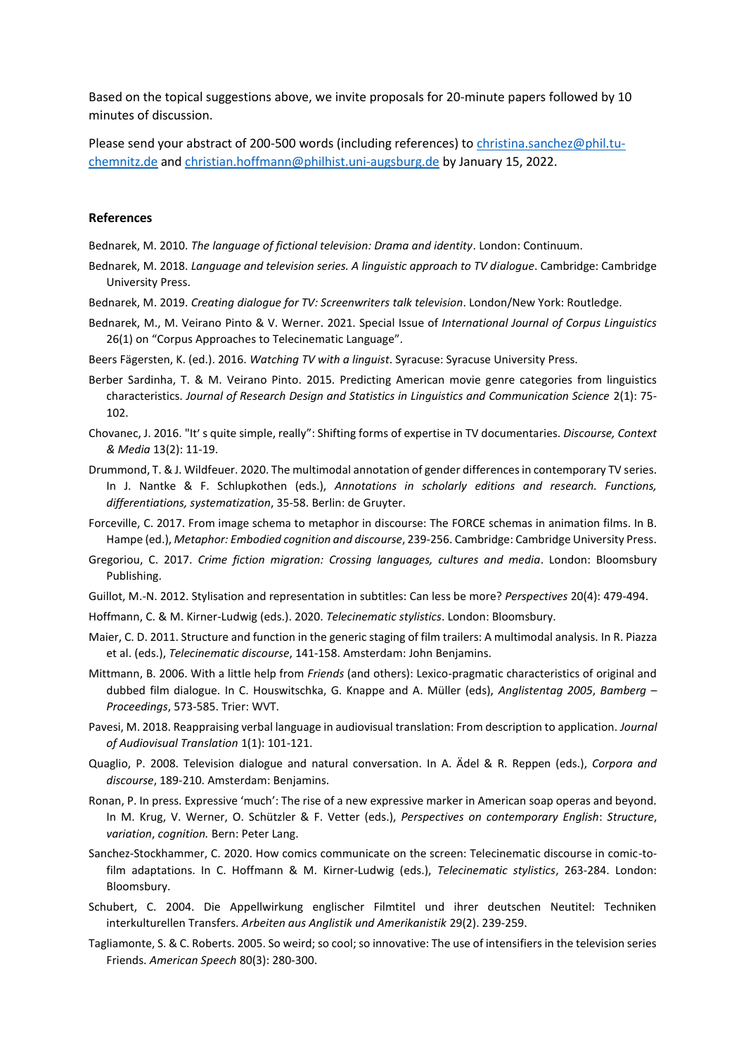Based on the topical suggestions above, we invite proposals for 20-minute papers followed by 10 minutes of discussion.

Please send your abstract of 200-500 words (including references) to christina.sanchez@phil.tu-chemnitz.de and christian.hoffmann@philhist.uni-augsburg.de by January 15, 2022.

## References

Bednarek, M. 2010. *The language of fictional television: Drama and identity*. London: Continuum.

Bednarek, M. 2018. *Language and television series. A linguistic approach to TV dialogue*. Cambridge: Cambridge University Press.

Bednarek, M. 2019. *Creating dialogue for TV: Screenwriters talk television*. London/New York: Routledge.

Bednarek, M., M. Veirano Pinto & V. Werner. 2021. Special Issue of *International Journal of Corpus Linguistics* 26(1) on "Corpus Approaches to Telecinematic Language".

Beers Fägersten, K. (ed.). 2016. *Watching TV with a linguist*. Syracuse: Syracuse University Press.

Berber Sardinha, T. & M. Veirano Pinto. 2015. Predicting American movie genre categories from linguistics characteristics. *Journal of Research Design and Statistics in Linguistics and Communication Science* 2(1): 75-102.

Chovanec, J. 2016. "It' s quite simple, really": Shifting forms of expertise in TV documentaries. *Discourse, Context & Media* 13(2): 11-19.

Drummond, T. & J. Wildfeuer. 2020. The multimodal annotation of gender differences in contemporary TV series. In J. Nantke & F. Schlupkothen (eds.), *Annotations in scholarly editions and research. Functions, differentiations, systematization*, 35-58. Berlin: de Gruyter.

Forceville, C. 2017. From image schema to metaphor in discourse: The FORCE schemas in animation films. In B. Hampe (ed.), *Metaphor: Embodied cognition and discourse*, 239-256. Cambridge: Cambridge University Press.

Gregoriou, C. 2017. *Crime fiction migration: Crossing languages, cultures and media*. London: Bloomsbury Publishing.

Guillot, M.-N. 2012. Stylisation and representation in subtitles: Can less be more? *Perspectives* 20(4): 479-494.

Hoffmann, C. & M. Kirner-Ludwig (eds.). 2020. *Telecinematic stylistics*. London: Bloomsbury.

Maier, C. D. 2011. Structure and function in the generic staging of film trailers: A multimodal analysis. In R. Piazza et al. (eds.), *Telecinematic discourse*, 141-158. Amsterdam: John Benjamins.

Mittmann, B. 2006. With a little help from *Friends* (and others): Lexico-pragmatic characteristics of original and dubbed film dialogue. In C. Houswitschka, G. Knappe and A. Müller (eds), *Anglistentag 2005*, *Bamberg – Proceedings*, 573-585. Trier: WVT.

Pavesi, M. 2018. Reappraising verbal language in audiovisual translation: From description to application. *Journal of Audiovisual Translation* 1(1): 101-121.

Quaglio, P. 2008. Television dialogue and natural conversation. In A. Ädel & R. Reppen (eds.), *Corpora and discourse*, 189-210. Amsterdam: Benjamins.

Ronan, P. In press. Expressive 'much': The rise of a new expressive marker in American soap operas and beyond. In M. Krug, V. Werner, O. Schützler & F. Vetter (eds.), *Perspectives on contemporary English*: *Structure*, *variation*, *cognition.* Bern: Peter Lang.

Sanchez-Stockhammer, C. 2020. How comics communicate on the screen: Telecinematic discourse in comic-to-film adaptations. In C. Hoffmann & M. Kirner-Ludwig (eds.), *Telecinematic stylistics*, 263-284. London: Bloomsbury.

Schubert, C. 2004. Die Appellwirkung englischer Filmtitel und ihrer deutschen Neutitel: Techniken interkulturellen Transfers. *Arbeiten aus Anglistik und Amerikanistik* 29(2). 239-259.

Tagliamonte, S. & C. Roberts. 2005. So weird; so cool; so innovative: The use of intensifiers in the television series Friends. *American Speech* 80(3): 280-300.